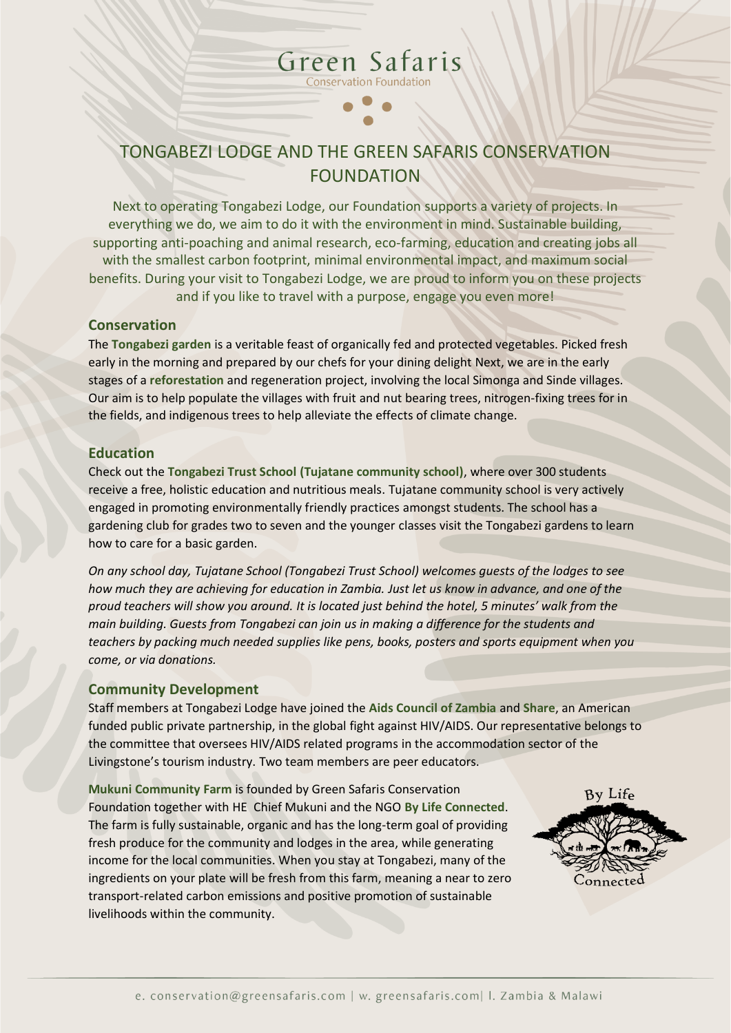# Green Safaris

Conservation Foundation

## TONGABEZI LODGE AND THE GREEN SAFARIS CONSERVATION FOUNDATION

Next to operating Tongabezi Lodge, our Foundation supports a variety of projects. In everything we do, we aim to do it with the environment in mind. Sustainable building, supporting anti-poaching and animal research, eco-farming, education and creating jobs all with the smallest carbon footprint, minimal environmental impact, and maximum social benefits. During your visit to Tongabezi Lodge, we are proud to inform you on these projects and if you like to travel with a purpose, engage you even more!

### Conservation

The **Tongabezi garden** is a veritable feast of organically fed and protected vegetables. Picked fresh early in the morning and prepared by our chefs for your dining delight Next, we are in the early stages of a **reforestation** and regeneration project, involving the local Simonga and Sinde villages. Our aim is to help populate the villages with fruit and nut bearing trees, nitrogen-fixing trees for in the fields, and indigenous trees to help alleviate the effects of climate change.

### Education

Check out the **Tongabezi Trust School (Tujatane community school)**, where over 300 students receive a free, holistic education and nutritious meals. Tujatane community school is very actively engaged in promoting environmentally friendly practices amongst students. The school has a gardening club for grades two to seven and the younger classes visit the Tongabezi gardens to learn how to care for a basic garden.

*On any school day, Tujatane School (Tongabezi Trust School) welcomes guests of the lodges to see how much they are achieving for education in Zambia. Just let us know in advance, and one of the proud teachers will show you around. It is located just behind the hotel, 5 minutes' walk from the main building. Guests from Tongabezi can join us in making a difference for the students and teachers by packing much needed supplies like pens, books, posters and sports equipment when you come, or via donations.*

### Community Development

Staff members at Tongabezi Lodge have joined the **Aids Council of Zambia** and **Share**, an American funded public private partnership, in the global fight against HIV/AIDS. Our representative belongs to the committee that oversees HIV/AIDS related programs in the accommodation sector of the Livingstone's tourism industry. Two team members are peer educators.

**Mukuni Community Farm** is founded by Green Safaris Conservation Foundation together with HE Chief Mukuni and the NGO **By Life Connected**. The farm is fully sustainable, organic and has the long-term goal of providing fresh produce for the community and lodges in the area, while generating income for the local communities. When you stay at Tongabezi, many of the ingredients on your plate will be fresh from this farm, meaning a near to zero transport-related carbon emissions and positive promotion of sustainable livelihoods within the community.

By Life Connected

e. conservation@greensafaris.com | w. greensafaris.com| l. Zambia & Malawi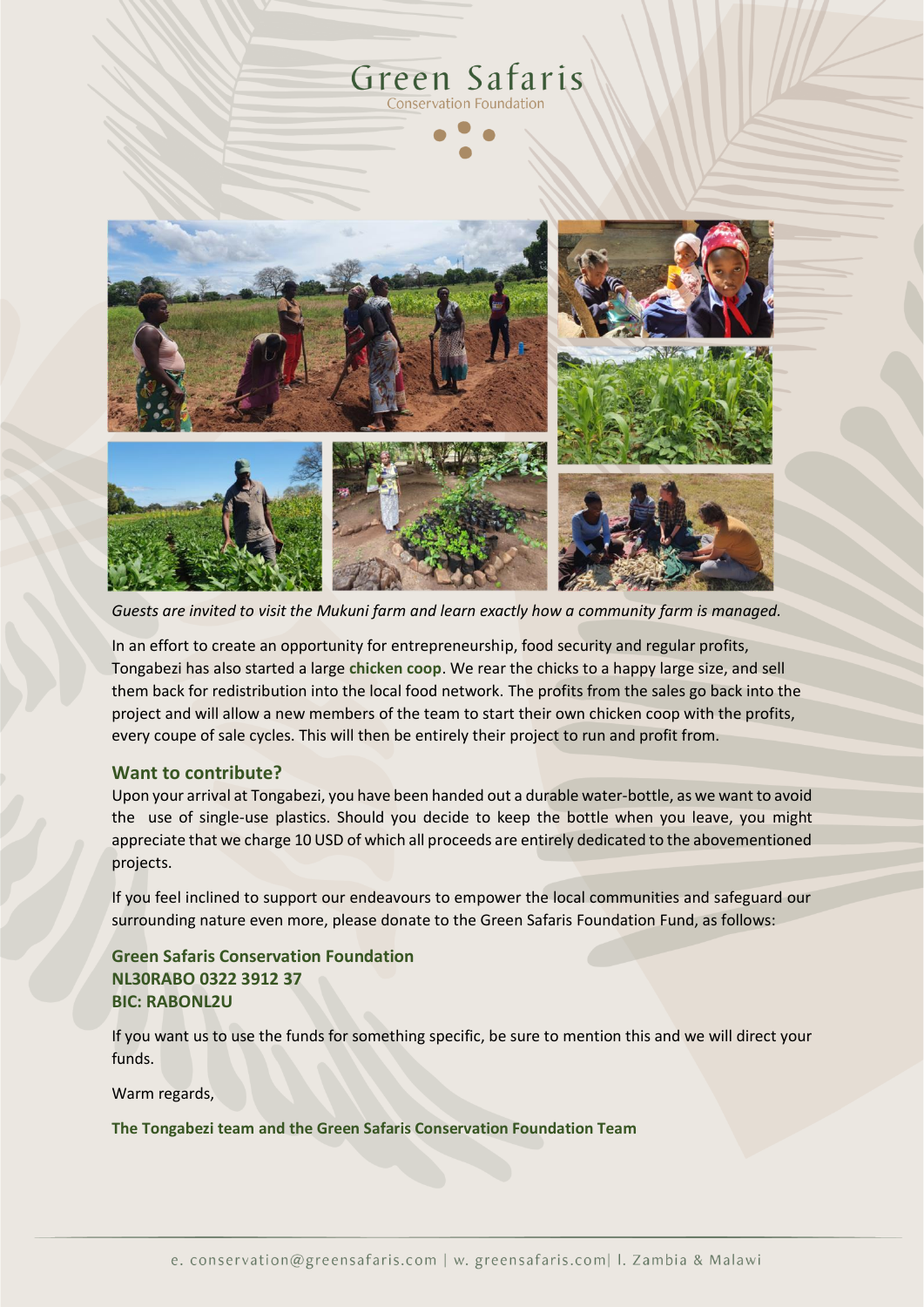# Green Safaris

Conservation Foundation

*Guests are invited to visit the Mukuni farm and learn exactly how a community farm is managed.*

In an effort to create an opportunity for entrepreneurship, food security and regular profits, Tongabezi has also started a large **chicken coop**. We rear the chicks to a happy large size, and sell them back for redistribution into the local food network. The profits from the sales go back into the project and will allow a new members of the team to start their own chicken coop with the profits, every coupe of sale cycles. This will then be entirely their project to run and profit from.

## Want to contribute?

Upon your arrival at Tongabezi, you have been handed out a durable water-bottle, as we want to avoid the use of single-use plastics. Should you decide to keep the bottle when you leave, you might appreciate that we charge 10 USD of which all proceeds are entirely dedicated to the abovementioned projects.

If you feel inclined to support our endeavours to empower the local communities and safeguard our surrounding nature even more, please donate to the Green Safaris Foundation Fund, as follows:

**Green Safaris Conservation Foundation**
**NL30RABO 0322 3912 37**
**BIC: RABONL2U**

If you want us to use the funds for something specific, be sure to mention this and we will direct your funds.

Warm regards,

**The Tongabezi team and the Green Safaris Conservation Foundation Team**

e. conservation@greensafaris.com | w. greensafaris.com| l. Zambia & Malawi